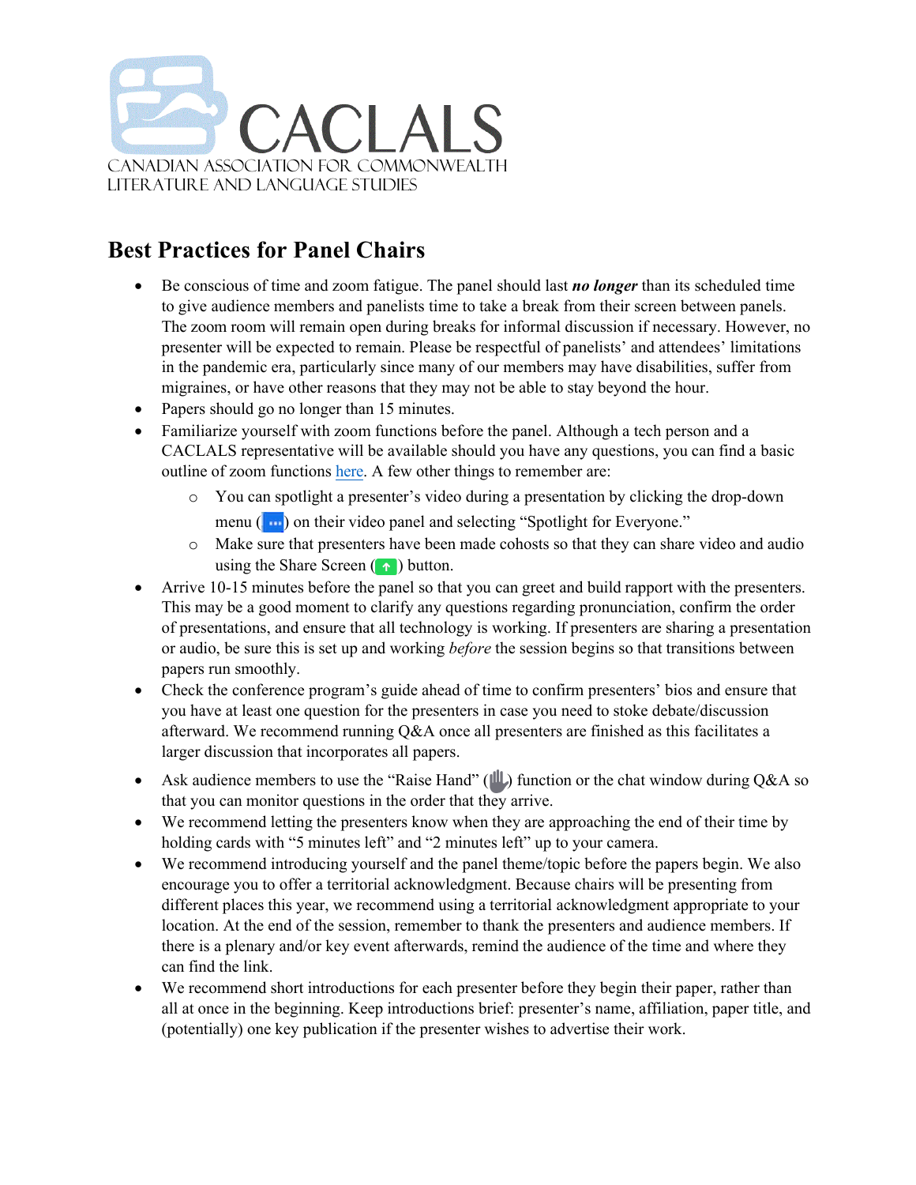CACLALS

CANADIAN ASSOCIATION FOR COMMONWEALTH LITERATURE AND LANGUAGE STUDIES

## Best Practices for Panel Chairs

- Be conscious of time and zoom fatigue. The panel should last ***no longer*** than its scheduled time to give audience members and panelists time to take a break from their screen between panels. The zoom room will remain open during breaks for informal discussion if necessary. However, no presenter will be expected to remain. Please be respectful of panelists' and attendees' limitations in the pandemic era, particularly since many of our members may have disabilities, suffer from migraines, or have other reasons that they may not be able to stay beyond the hour.
- Papers should go no longer than 15 minutes.
- Familiarize yourself with zoom functions before the panel. Although a tech person and a CACLALS representative will be available should you have any questions, you can find a basic outline of zoom functions [here](). A few other things to remember are:
  - You can spotlight a presenter's video during a presentation by clicking the drop-down menu (…) on their video panel and selecting "Spotlight for Everyone."
  - Make sure that presenters have been made cohosts so that they can share video and audio using the Share Screen (↑) button.
- Arrive 10-15 minutes before the panel so that you can greet and build rapport with the presenters. This may be a good moment to clarify any questions regarding pronunciation, confirm the order of presentations, and ensure that all technology is working. If presenters are sharing a presentation or audio, be sure this is set up and working *before* the session begins so that transitions between papers run smoothly.
- Check the conference program's guide ahead of time to confirm presenters' bios and ensure that you have at least one question for the presenters in case you need to stoke debate/discussion afterward. We recommend running Q&A once all presenters are finished as this facilitates a larger discussion that incorporates all papers.
- Ask audience members to use the "Raise Hand" (✋) function or the chat window during Q&A so that you can monitor questions in the order that they arrive.
- We recommend letting the presenters know when they are approaching the end of their time by holding cards with "5 minutes left" and "2 minutes left" up to your camera.
- We recommend introducing yourself and the panel theme/topic before the papers begin. We also encourage you to offer a territorial acknowledgment. Because chairs will be presenting from different places this year, we recommend using a territorial acknowledgment appropriate to your location. At the end of the session, remember to thank the presenters and audience members. If there is a plenary and/or key event afterwards, remind the audience of the time and where they can find the link.
- We recommend short introductions for each presenter before they begin their paper, rather than all at once in the beginning. Keep introductions brief: presenter's name, affiliation, paper title, and (potentially) one key publication if the presenter wishes to advertise their work.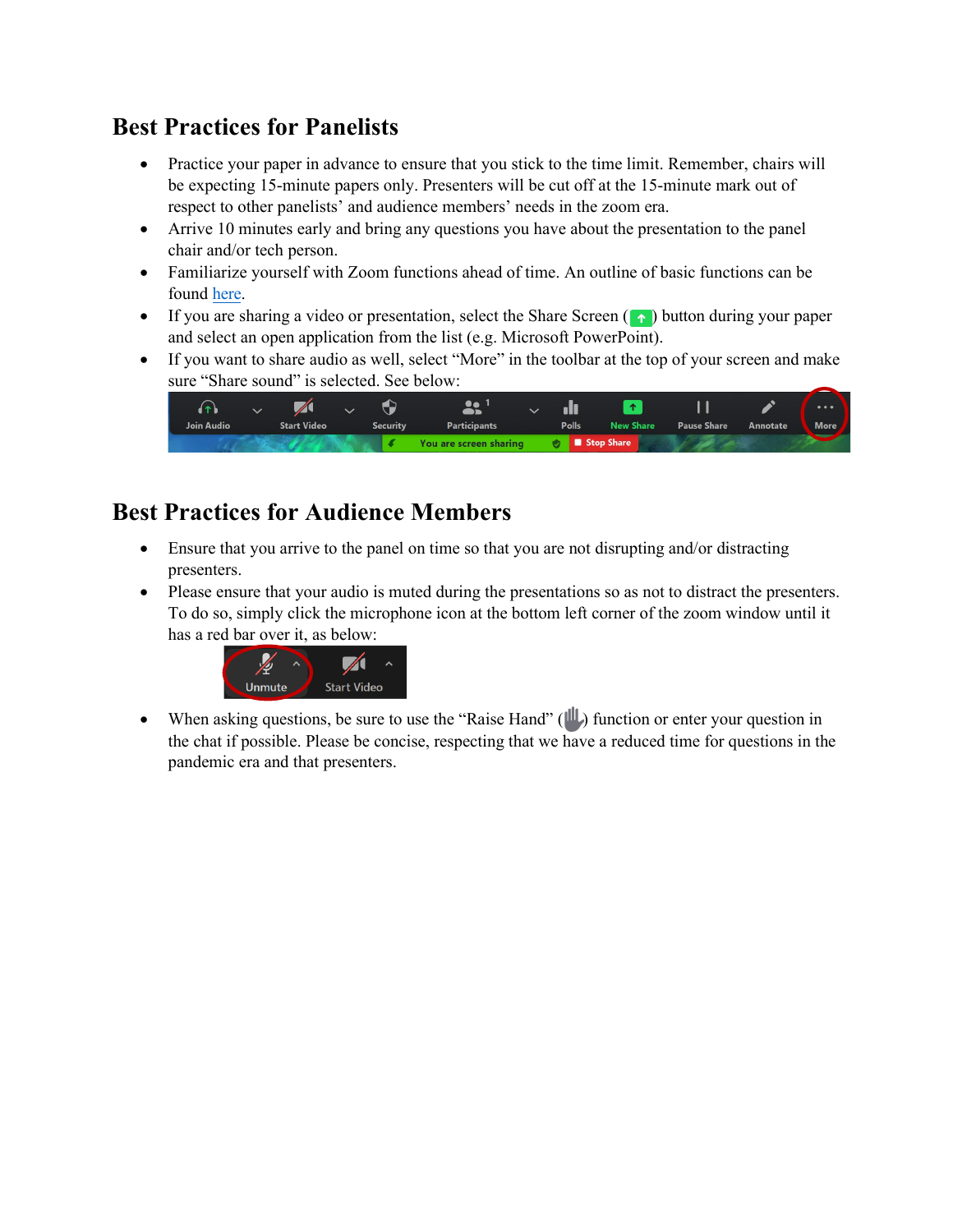## Best Practices for Panelists

- Practice your paper in advance to ensure that you stick to the time limit. Remember, chairs will be expecting 15-minute papers only. Presenters will be cut off at the 15-minute mark out of respect to other panelists' and audience members' needs in the zoom era.
- Arrive 10 minutes early and bring any questions you have about the presentation to the panel chair and/or tech person.
- Familiarize yourself with Zoom functions ahead of time. An outline of basic functions can be found here.
- If you are sharing a video or presentation, select the Share Screen ( ) button during your paper and select an open application from the list (e.g. Microsoft PowerPoint).
- If you want to share audio as well, select "More" in the toolbar at the top of your screen and make sure "Share sound" is selected. See below:

## Best Practices for Audience Members

- Ensure that you arrive to the panel on time so that you are not disrupting and/or distracting presenters.
- Please ensure that your audio is muted during the presentations so as not to distract the presenters. To do so, simply click the microphone icon at the bottom left corner of the zoom window until it has a red bar over it, as below:
- When asking questions, be sure to use the "Raise Hand" ( ) function or enter your question in the chat if possible. Please be concise, respecting that we have a reduced time for questions in the pandemic era and that presenters.